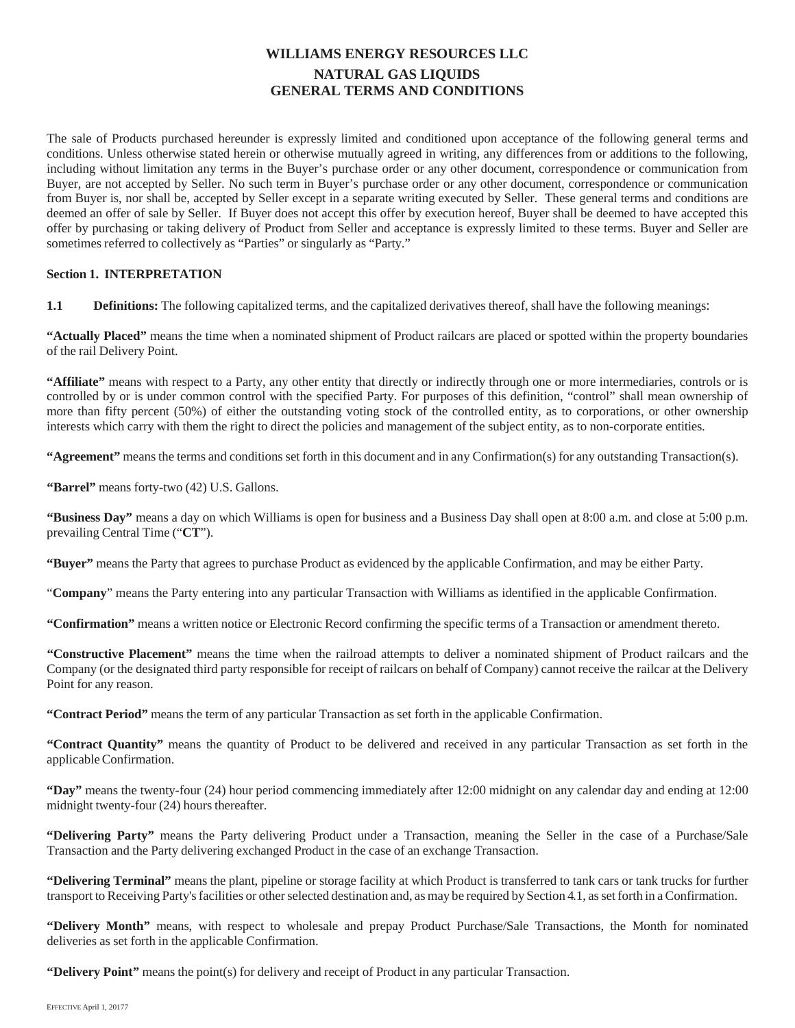# WILLIAMS ENERGY RESOURCES LLC

## NATURAL GAS LIQUIDS
## GENERAL TERMS AND CONDITIONS

The sale of Products purchased hereunder is expressly limited and conditioned upon acceptance of the following general terms and conditions. Unless otherwise stated herein or otherwise mutually agreed in writing, any differences from or additions to the following, including without limitation any terms in the Buyer's purchase order or any other document, correspondence or communication from Buyer, are not accepted by Seller. No such term in Buyer's purchase order or any other document, correspondence or communication from Buyer is, nor shall be, accepted by Seller except in a separate writing executed by Seller. These general terms and conditions are deemed an offer of sale by Seller. If Buyer does not accept this offer by execution hereof, Buyer shall be deemed to have accepted this offer by purchasing or taking delivery of Product from Seller and acceptance is expressly limited to these terms. Buyer and Seller are sometimes referred to collectively as "Parties" or singularly as "Party."

### Section 1. INTERPRETATION

**1.1 Definitions:** The following capitalized terms, and the capitalized derivatives thereof, shall have the following meanings:

**"Actually Placed"** means the time when a nominated shipment of Product railcars are placed or spotted within the property boundaries of the rail Delivery Point.

**"Affiliate"** means with respect to a Party, any other entity that directly or indirectly through one or more intermediaries, controls or is controlled by or is under common control with the specified Party. For purposes of this definition, "control" shall mean ownership of more than fifty percent (50%) of either the outstanding voting stock of the controlled entity, as to corporations, or other ownership interests which carry with them the right to direct the policies and management of the subject entity, as to non-corporate entities.

**"Agreement"** means the terms and conditions set forth in this document and in any Confirmation(s) for any outstanding Transaction(s).

**"Barrel"** means forty-two (42) U.S. Gallons.

**"Business Day"** means a day on which Williams is open for business and a Business Day shall open at 8:00 a.m. and close at 5:00 p.m. prevailing Central Time ("**CT**").

**"Buyer"** means the Party that agrees to purchase Product as evidenced by the applicable Confirmation, and may be either Party.

"**Company**" means the Party entering into any particular Transaction with Williams as identified in the applicable Confirmation.

**"Confirmation"** means a written notice or Electronic Record confirming the specific terms of a Transaction or amendment thereto.

**"Constructive Placement"** means the time when the railroad attempts to deliver a nominated shipment of Product railcars and the Company (or the designated third party responsible for receipt of railcars on behalf of Company) cannot receive the railcar at the Delivery Point for any reason.

**"Contract Period"** means the term of any particular Transaction as set forth in the applicable Confirmation.

**"Contract Quantity"** means the quantity of Product to be delivered and received in any particular Transaction as set forth in the applicable Confirmation.

**"Day"** means the twenty-four (24) hour period commencing immediately after 12:00 midnight on any calendar day and ending at 12:00 midnight twenty-four (24) hours thereafter.

**"Delivering Party"** means the Party delivering Product under a Transaction, meaning the Seller in the case of a Purchase/Sale Transaction and the Party delivering exchanged Product in the case of an exchange Transaction.

**"Delivering Terminal"** means the plant, pipeline or storage facility at which Product is transferred to tank cars or tank trucks for further transport to Receiving Party's facilities or other selected destination and, as may be required by Section 4.1, as set forth in a Confirmation.

**"Delivery Month"** means, with respect to wholesale and prepay Product Purchase/Sale Transactions, the Month for nominated deliveries as set forth in the applicable Confirmation.

**"Delivery Point"** means the point(s) for delivery and receipt of Product in any particular Transaction.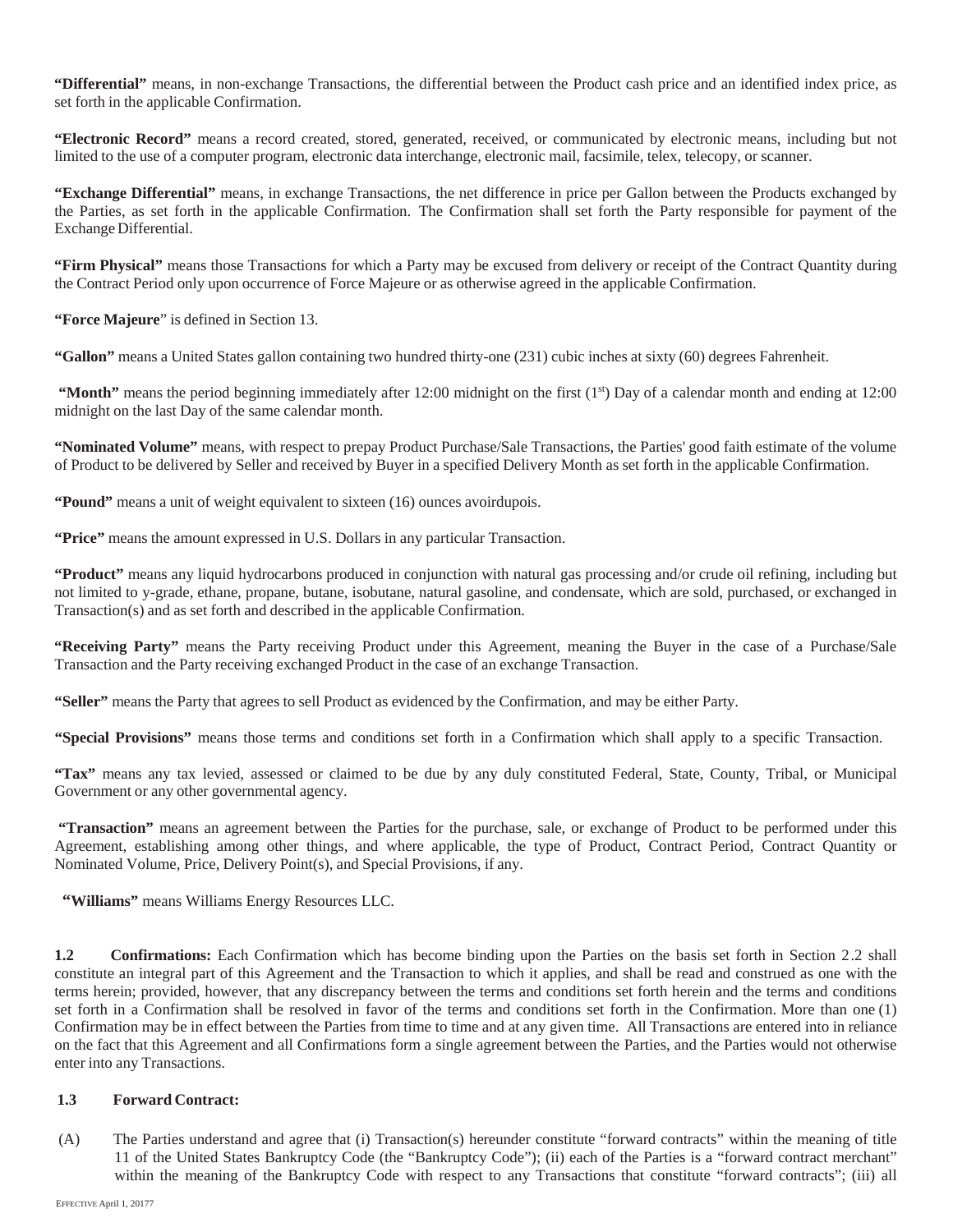**"Differential"** means, in non-exchange Transactions, the differential between the Product cash price and an identified index price, as set forth in the applicable Confirmation.

**"Electronic Record"** means a record created, stored, generated, received, or communicated by electronic means, including but not limited to the use of a computer program, electronic data interchange, electronic mail, facsimile, telex, telecopy, or scanner.

**"Exchange Differential"** means, in exchange Transactions, the net difference in price per Gallon between the Products exchanged by the Parties, as set forth in the applicable Confirmation. The Confirmation shall set forth the Party responsible for payment of the Exchange Differential.

**"Firm Physical"** means those Transactions for which a Party may be excused from delivery or receipt of the Contract Quantity during the Contract Period only upon occurrence of Force Majeure or as otherwise agreed in the applicable Confirmation.

**"Force Majeure"** is defined in Section 13.

**"Gallon"** means a United States gallon containing two hundred thirty-one (231) cubic inches at sixty (60) degrees Fahrenheit.

**"Month"** means the period beginning immediately after 12:00 midnight on the first (1st) Day of a calendar month and ending at 12:00 midnight on the last Day of the same calendar month.

**"Nominated Volume"** means, with respect to prepay Product Purchase/Sale Transactions, the Parties' good faith estimate of the volume of Product to be delivered by Seller and received by Buyer in a specified Delivery Month as set forth in the applicable Confirmation.

**"Pound"** means a unit of weight equivalent to sixteen (16) ounces avoirdupois.

**"Price"** means the amount expressed in U.S. Dollars in any particular Transaction.

**"Product"** means any liquid hydrocarbons produced in conjunction with natural gas processing and/or crude oil refining, including but not limited to y-grade, ethane, propane, butane, isobutane, natural gasoline, and condensate, which are sold, purchased, or exchanged in Transaction(s) and as set forth and described in the applicable Confirmation.

**"Receiving Party"** means the Party receiving Product under this Agreement, meaning the Buyer in the case of a Purchase/Sale Transaction and the Party receiving exchanged Product in the case of an exchange Transaction.

**"Seller"** means the Party that agrees to sell Product as evidenced by the Confirmation, and may be either Party.

**"Special Provisions"** means those terms and conditions set forth in a Confirmation which shall apply to a specific Transaction.

**"Tax"** means any tax levied, assessed or claimed to be due by any duly constituted Federal, State, County, Tribal, or Municipal Government or any other governmental agency.

**"Transaction"** means an agreement between the Parties for the purchase, sale, or exchange of Product to be performed under this Agreement, establishing among other things, and where applicable, the type of Product, Contract Period, Contract Quantity or Nominated Volume, Price, Delivery Point(s), and Special Provisions, if any.

**"Williams"** means Williams Energy Resources LLC.

**1.2 Confirmations:** Each Confirmation which has become binding upon the Parties on the basis set forth in Section 2.2 shall constitute an integral part of this Agreement and the Transaction to which it applies, and shall be read and construed as one with the terms herein; provided, however, that any discrepancy between the terms and conditions set forth herein and the terms and conditions set forth in a Confirmation shall be resolved in favor of the terms and conditions set forth in the Confirmation. More than one (1) Confirmation may be in effect between the Parties from time to time and at any given time. All Transactions are entered into in reliance on the fact that this Agreement and all Confirmations form a single agreement between the Parties, and the Parties would not otherwise enter into any Transactions.

**1.3 Forward Contract:**

(A) The Parties understand and agree that (i) Transaction(s) hereunder constitute "forward contracts" within the meaning of title 11 of the United States Bankruptcy Code (the "Bankruptcy Code"); (ii) each of the Parties is a "forward contract merchant" within the meaning of the Bankruptcy Code with respect to any Transactions that constitute "forward contracts"; (iii) all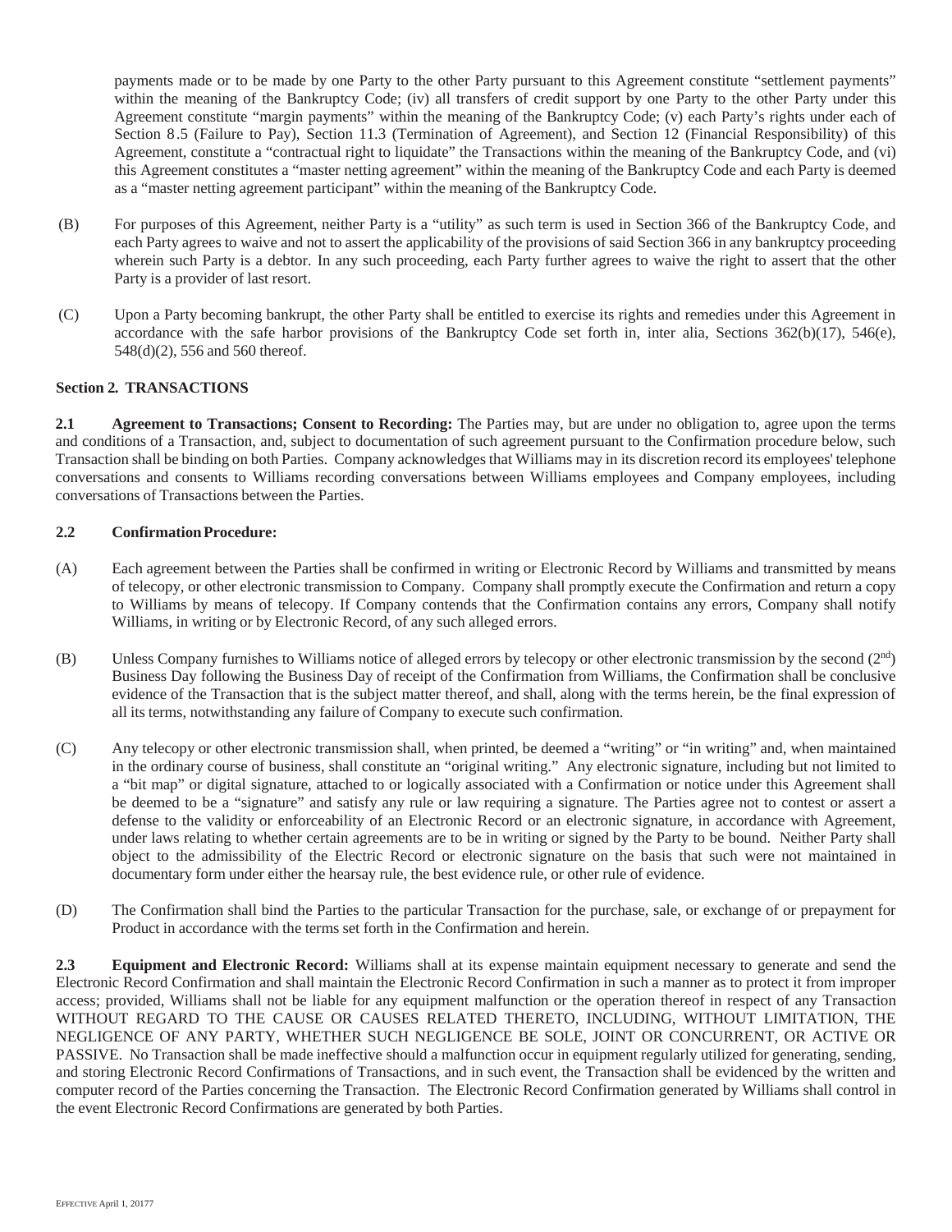payments made or to be made by one Party to the other Party pursuant to this Agreement constitute "settlement payments" within the meaning of the Bankruptcy Code; (iv) all transfers of credit support by one Party to the other Party under this Agreement constitute "margin payments" within the meaning of the Bankruptcy Code; (v) each Party's rights under each of Section 8.5 (Failure to Pay), Section 11.3 (Termination of Agreement), and Section 12 (Financial Responsibility) of this Agreement, constitute a "contractual right to liquidate" the Transactions within the meaning of the Bankruptcy Code, and (vi) this Agreement constitutes a "master netting agreement" within the meaning of the Bankruptcy Code and each Party is deemed as a "master netting agreement participant" within the meaning of the Bankruptcy Code.

(B) For purposes of this Agreement, neither Party is a "utility" as such term is used in Section 366 of the Bankruptcy Code, and each Party agrees to waive and not to assert the applicability of the provisions of said Section 366 in any bankruptcy proceeding wherein such Party is a debtor. In any such proceeding, each Party further agrees to waive the right to assert that the other Party is a provider of last resort.

(C) Upon a Party becoming bankrupt, the other Party shall be entitled to exercise its rights and remedies under this Agreement in accordance with the safe harbor provisions of the Bankruptcy Code set forth in, inter alia, Sections 362(b)(17), 546(e), 548(d)(2), 556 and 560 thereof.

**Section 2. TRANSACTIONS**

**2.1 Agreement to Transactions; Consent to Recording:** The Parties may, but are under no obligation to, agree upon the terms and conditions of a Transaction, and, subject to documentation of such agreement pursuant to the Confirmation procedure below, such Transaction shall be binding on both Parties. Company acknowledges that Williams may in its discretion record its employees' telephone conversations and consents to Williams recording conversations between Williams employees and Company employees, including conversations of Transactions between the Parties.

**2.2 Confirmation Procedure:**

(A) Each agreement between the Parties shall be confirmed in writing or Electronic Record by Williams and transmitted by means of telecopy, or other electronic transmission to Company. Company shall promptly execute the Confirmation and return a copy to Williams by means of telecopy. If Company contends that the Confirmation contains any errors, Company shall notify Williams, in writing or by Electronic Record, of any such alleged errors.

(B) Unless Company furnishes to Williams notice of alleged errors by telecopy or other electronic transmission by the second (2nd) Business Day following the Business Day of receipt of the Confirmation from Williams, the Confirmation shall be conclusive evidence of the Transaction that is the subject matter thereof, and shall, along with the terms herein, be the final expression of all its terms, notwithstanding any failure of Company to execute such confirmation.

(C) Any telecopy or other electronic transmission shall, when printed, be deemed a "writing" or "in writing" and, when maintained in the ordinary course of business, shall constitute an "original writing." Any electronic signature, including but not limited to a "bit map" or digital signature, attached to or logically associated with a Confirmation or notice under this Agreement shall be deemed to be a "signature" and satisfy any rule or law requiring a signature. The Parties agree not to contest or assert a defense to the validity or enforceability of an Electronic Record or an electronic signature, in accordance with Agreement, under laws relating to whether certain agreements are to be in writing or signed by the Party to be bound. Neither Party shall object to the admissibility of the Electric Record or electronic signature on the basis that such were not maintained in documentary form under either the hearsay rule, the best evidence rule, or other rule of evidence.

(D) The Confirmation shall bind the Parties to the particular Transaction for the purchase, sale, or exchange of or prepayment for Product in accordance with the terms set forth in the Confirmation and herein.

**2.3 Equipment and Electronic Record:** Williams shall at its expense maintain equipment necessary to generate and send the Electronic Record Confirmation and shall maintain the Electronic Record Confirmation in such a manner as to protect it from improper access; provided, Williams shall not be liable for any equipment malfunction or the operation thereof in respect of any Transaction WITHOUT REGARD TO THE CAUSE OR CAUSES RELATED THERETO, INCLUDING, WITHOUT LIMITATION, THE NEGLIGENCE OF ANY PARTY, WHETHER SUCH NEGLIGENCE BE SOLE, JOINT OR CONCURRENT, OR ACTIVE OR PASSIVE. No Transaction shall be made ineffective should a malfunction occur in equipment regularly utilized for generating, sending, and storing Electronic Record Confirmations of Transactions, and in such event, the Transaction shall be evidenced by the written and computer record of the Parties concerning the Transaction. The Electronic Record Confirmation generated by Williams shall control in the event Electronic Record Confirmations are generated by both Parties.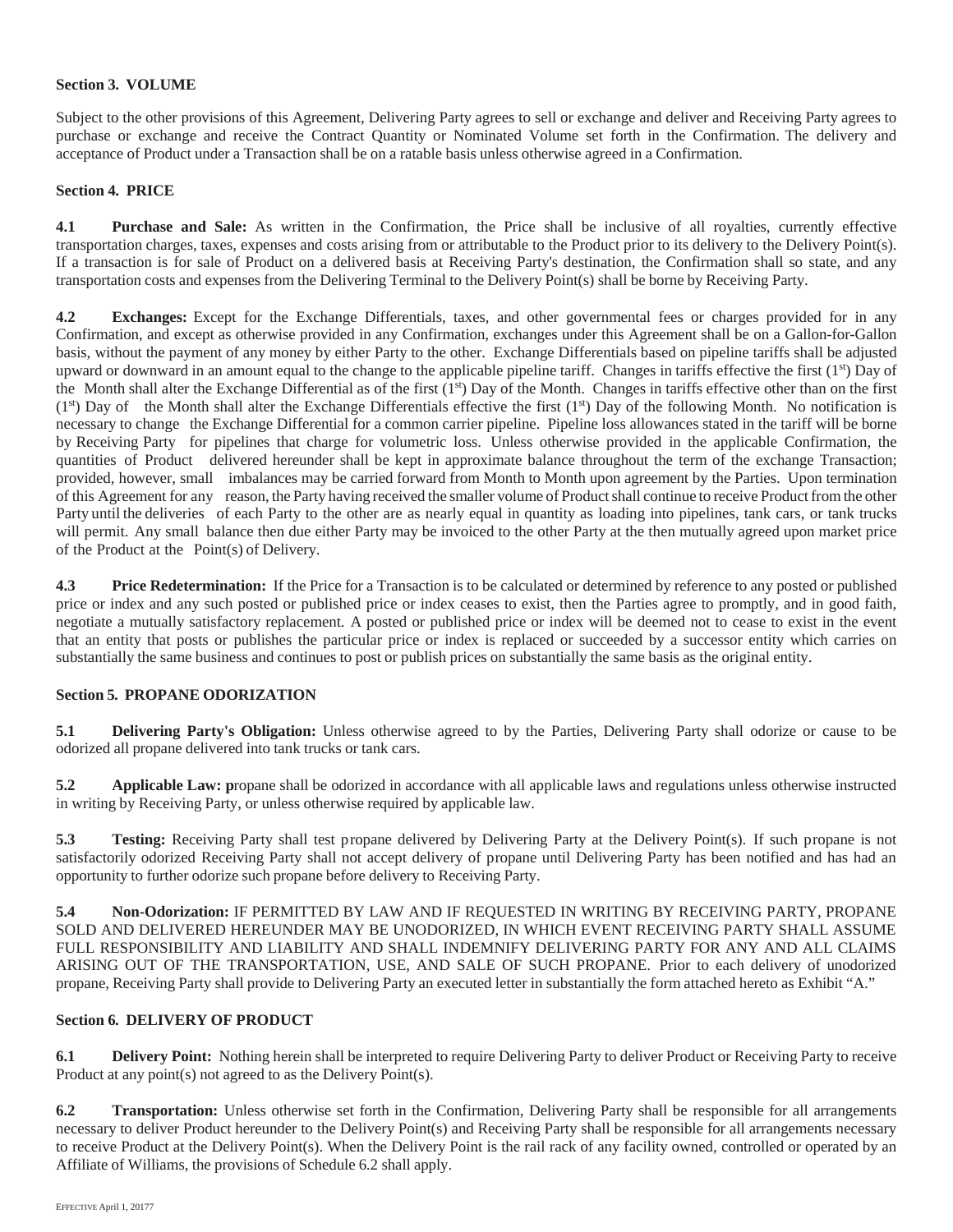**Section 3. VOLUME**

Subject to the other provisions of this Agreement, Delivering Party agrees to sell or exchange and deliver and Receiving Party agrees to purchase or exchange and receive the Contract Quantity or Nominated Volume set forth in the Confirmation. The delivery and acceptance of Product under a Transaction shall be on a ratable basis unless otherwise agreed in a Confirmation.

**Section 4. PRICE**

**4.1 Purchase and Sale:** As written in the Confirmation, the Price shall be inclusive of all royalties, currently effective transportation charges, taxes, expenses and costs arising from or attributable to the Product prior to its delivery to the Delivery Point(s). If a transaction is for sale of Product on a delivered basis at Receiving Party's destination, the Confirmation shall so state, and any transportation costs and expenses from the Delivering Terminal to the Delivery Point(s) shall be borne by Receiving Party.

**4.2 Exchanges:** Except for the Exchange Differentials, taxes, and other governmental fees or charges provided for in any Confirmation, and except as otherwise provided in any Confirmation, exchanges under this Agreement shall be on a Gallon-for-Gallon basis, without the payment of any money by either Party to the other. Exchange Differentials based on pipeline tariffs shall be adjusted upward or downward in an amount equal to the change to the applicable pipeline tariff. Changes in tariffs effective the first (1st) Day of the Month shall alter the Exchange Differential as of the first (1st) Day of the Month. Changes in tariffs effective other than on the first (1st) Day of the Month shall alter the Exchange Differentials effective the first (1st) Day of the following Month. No notification is necessary to change the Exchange Differential for a common carrier pipeline. Pipeline loss allowances stated in the tariff will be borne by Receiving Party for pipelines that charge for volumetric loss. Unless otherwise provided in the applicable Confirmation, the quantities of Product delivered hereunder shall be kept in approximate balance throughout the term of the exchange Transaction; provided, however, small imbalances may be carried forward from Month to Month upon agreement by the Parties. Upon termination of this Agreement for any reason, the Party having received the smaller volume of Product shall continue to receive Product from the other Party until the deliveries of each Party to the other are as nearly equal in quantity as loading into pipelines, tank cars, or tank trucks will permit. Any small balance then due either Party may be invoiced to the other Party at the then mutually agreed upon market price of the Product at the Point(s) of Delivery.

**4.3 Price Redetermination:** If the Price for a Transaction is to be calculated or determined by reference to any posted or published price or index and any such posted or published price or index ceases to exist, then the Parties agree to promptly, and in good faith, negotiate a mutually satisfactory replacement. A posted or published price or index will be deemed not to cease to exist in the event that an entity that posts or publishes the particular price or index is replaced or succeeded by a successor entity which carries on substantially the same business and continues to post or publish prices on substantially the same basis as the original entity.

**Section 5. PROPANE ODORIZATION**

**5.1 Delivering Party's Obligation:** Unless otherwise agreed to by the Parties, Delivering Party shall odorize or cause to be odorized all propane delivered into tank trucks or tank cars.

**5.2 Applicable Law: p**ropane shall be odorized in accordance with all applicable laws and regulations unless otherwise instructed in writing by Receiving Party, or unless otherwise required by applicable law.

**5.3 Testing:** Receiving Party shall test propane delivered by Delivering Party at the Delivery Point(s). If such propane is not satisfactorily odorized Receiving Party shall not accept delivery of propane until Delivering Party has been notified and has had an opportunity to further odorize such propane before delivery to Receiving Party.

**5.4 Non-Odorization:** IF PERMITTED BY LAW AND IF REQUESTED IN WRITING BY RECEIVING PARTY, PROPANE SOLD AND DELIVERED HEREUNDER MAY BE UNODORIZED, IN WHICH EVENT RECEIVING PARTY SHALL ASSUME FULL RESPONSIBILITY AND LIABILITY AND SHALL INDEMNIFY DELIVERING PARTY FOR ANY AND ALL CLAIMS ARISING OUT OF THE TRANSPORTATION, USE, AND SALE OF SUCH PROPANE. Prior to each delivery of unodorized propane, Receiving Party shall provide to Delivering Party an executed letter in substantially the form attached hereto as Exhibit "A."

**Section 6. DELIVERY OF PRODUCT**

**6.1 Delivery Point:** Nothing herein shall be interpreted to require Delivering Party to deliver Product or Receiving Party to receive Product at any point(s) not agreed to as the Delivery Point(s).

**6.2 Transportation:** Unless otherwise set forth in the Confirmation, Delivering Party shall be responsible for all arrangements necessary to deliver Product hereunder to the Delivery Point(s) and Receiving Party shall be responsible for all arrangements necessary to receive Product at the Delivery Point(s). When the Delivery Point is the rail rack of any facility owned, controlled or operated by an Affiliate of Williams, the provisions of Schedule 6.2 shall apply.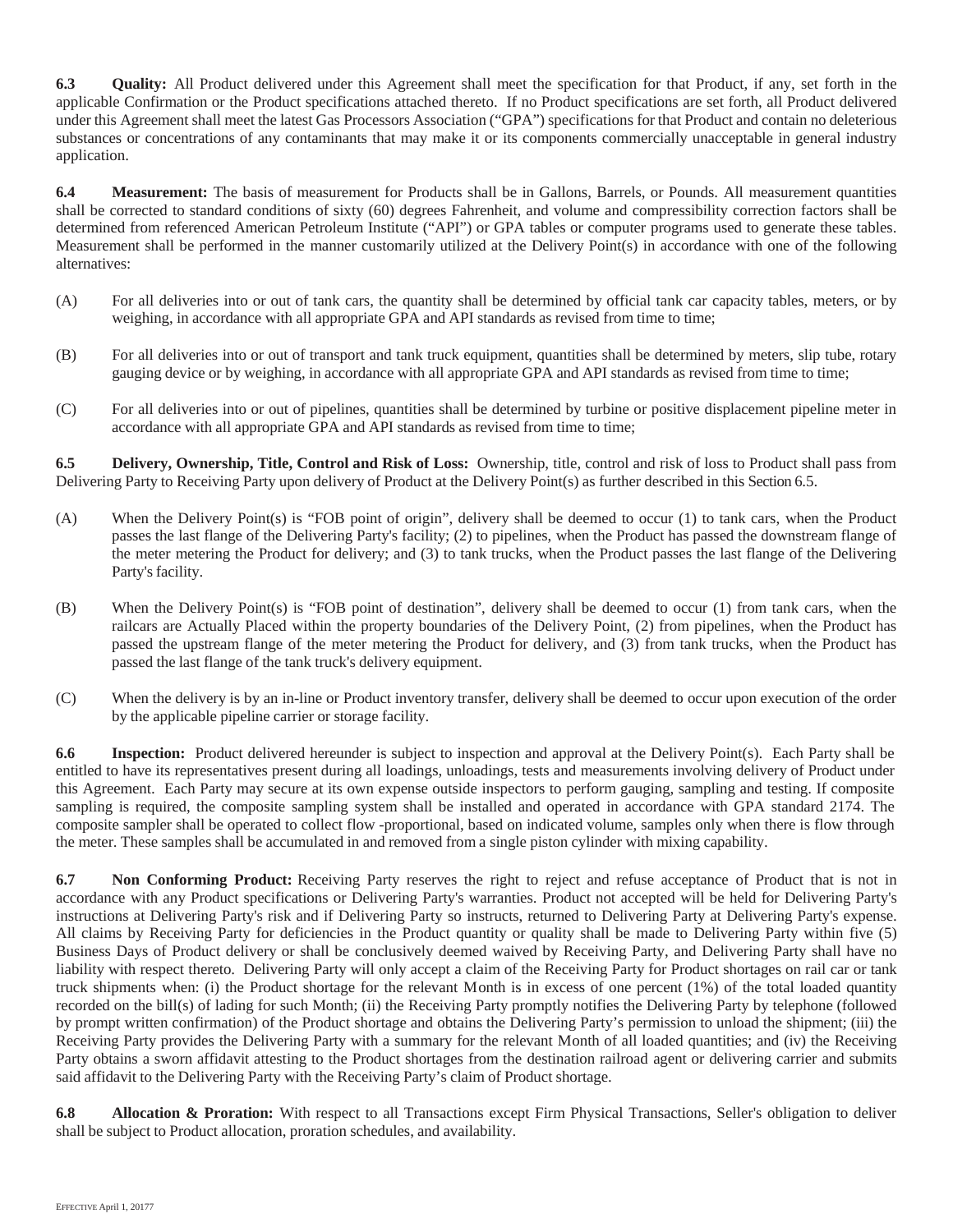**6.3 Quality:** All Product delivered under this Agreement shall meet the specification for that Product, if any, set forth in the applicable Confirmation or the Product specifications attached thereto. If no Product specifications are set forth, all Product delivered under this Agreement shall meet the latest Gas Processors Association ("GPA") specifications for that Product and contain no deleterious substances or concentrations of any contaminants that may make it or its components commercially unacceptable in general industry application.

**6.4 Measurement:** The basis of measurement for Products shall be in Gallons, Barrels, or Pounds. All measurement quantities shall be corrected to standard conditions of sixty (60) degrees Fahrenheit, and volume and compressibility correction factors shall be determined from referenced American Petroleum Institute ("API") or GPA tables or computer programs used to generate these tables. Measurement shall be performed in the manner customarily utilized at the Delivery Point(s) in accordance with one of the following alternatives:

(A) For all deliveries into or out of tank cars, the quantity shall be determined by official tank car capacity tables, meters, or by weighing, in accordance with all appropriate GPA and API standards as revised from time to time;

(B) For all deliveries into or out of transport and tank truck equipment, quantities shall be determined by meters, slip tube, rotary gauging device or by weighing, in accordance with all appropriate GPA and API standards as revised from time to time;

(C) For all deliveries into or out of pipelines, quantities shall be determined by turbine or positive displacement pipeline meter in accordance with all appropriate GPA and API standards as revised from time to time;

**6.5 Delivery, Ownership, Title, Control and Risk of Loss:** Ownership, title, control and risk of loss to Product shall pass from Delivering Party to Receiving Party upon delivery of Product at the Delivery Point(s) as further described in this Section 6.5.

(A) When the Delivery Point(s) is "FOB point of origin", delivery shall be deemed to occur (1) to tank cars, when the Product passes the last flange of the Delivering Party's facility; (2) to pipelines, when the Product has passed the downstream flange of the meter metering the Product for delivery; and (3) to tank trucks, when the Product passes the last flange of the Delivering Party's facility.

(B) When the Delivery Point(s) is "FOB point of destination", delivery shall be deemed to occur (1) from tank cars, when the railcars are Actually Placed within the property boundaries of the Delivery Point, (2) from pipelines, when the Product has passed the upstream flange of the meter metering the Product for delivery, and (3) from tank trucks, when the Product has passed the last flange of the tank truck's delivery equipment.

(C) When the delivery is by an in-line or Product inventory transfer, delivery shall be deemed to occur upon execution of the order by the applicable pipeline carrier or storage facility.

**6.6 Inspection:** Product delivered hereunder is subject to inspection and approval at the Delivery Point(s). Each Party shall be entitled to have its representatives present during all loadings, unloadings, tests and measurements involving delivery of Product under this Agreement. Each Party may secure at its own expense outside inspectors to perform gauging, sampling and testing. If composite sampling is required, the composite sampling system shall be installed and operated in accordance with GPA standard 2174. The composite sampler shall be operated to collect flow -proportional, based on indicated volume, samples only when there is flow through the meter. These samples shall be accumulated in and removed from a single piston cylinder with mixing capability.

**6.7 Non Conforming Product:** Receiving Party reserves the right to reject and refuse acceptance of Product that is not in accordance with any Product specifications or Delivering Party's warranties. Product not accepted will be held for Delivering Party's instructions at Delivering Party's risk and if Delivering Party so instructs, returned to Delivering Party at Delivering Party's expense. All claims by Receiving Party for deficiencies in the Product quantity or quality shall be made to Delivering Party within five (5) Business Days of Product delivery or shall be conclusively deemed waived by Receiving Party, and Delivering Party shall have no liability with respect thereto. Delivering Party will only accept a claim of the Receiving Party for Product shortages on rail car or tank truck shipments when: (i) the Product shortage for the relevant Month is in excess of one percent (1%) of the total loaded quantity recorded on the bill(s) of lading for such Month; (ii) the Receiving Party promptly notifies the Delivering Party by telephone (followed by prompt written confirmation) of the Product shortage and obtains the Delivering Party's permission to unload the shipment; (iii) the Receiving Party provides the Delivering Party with a summary for the relevant Month of all loaded quantities; and (iv) the Receiving Party obtains a sworn affidavit attesting to the Product shortages from the destination railroad agent or delivering carrier and submits said affidavit to the Delivering Party with the Receiving Party's claim of Product shortage.

**6.8 Allocation & Proration:** With respect to all Transactions except Firm Physical Transactions, Seller's obligation to deliver shall be subject to Product allocation, proration schedules, and availability.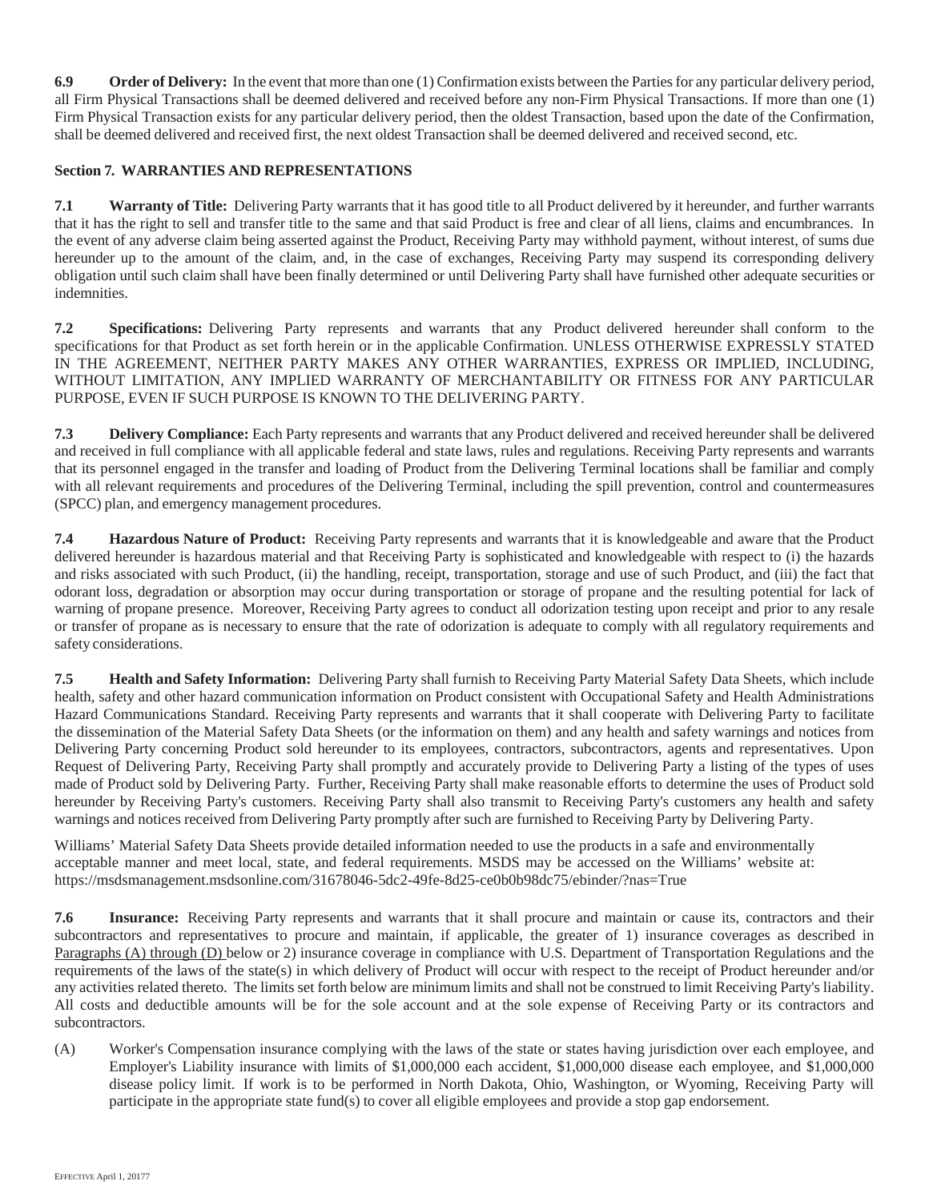**6.9 Order of Delivery:** In the event that more than one (1) Confirmation exists between the Parties for any particular delivery period, all Firm Physical Transactions shall be deemed delivered and received before any non-Firm Physical Transactions. If more than one (1) Firm Physical Transaction exists for any particular delivery period, then the oldest Transaction, based upon the date of the Confirmation, shall be deemed delivered and received first, the next oldest Transaction shall be deemed delivered and received second, etc.

**Section 7. WARRANTIES AND REPRESENTATIONS**

**7.1 Warranty of Title:** Delivering Party warrants that it has good title to all Product delivered by it hereunder, and further warrants that it has the right to sell and transfer title to the same and that said Product is free and clear of all liens, claims and encumbrances. In the event of any adverse claim being asserted against the Product, Receiving Party may withhold payment, without interest, of sums due hereunder up to the amount of the claim, and, in the case of exchanges, Receiving Party may suspend its corresponding delivery obligation until such claim shall have been finally determined or until Delivering Party shall have furnished other adequate securities or indemnities.

**7.2 Specifications:** Delivering Party represents and warrants that any Product delivered hereunder shall conform to the specifications for that Product as set forth herein or in the applicable Confirmation. UNLESS OTHERWISE EXPRESSLY STATED IN THE AGREEMENT, NEITHER PARTY MAKES ANY OTHER WARRANTIES, EXPRESS OR IMPLIED, INCLUDING, WITHOUT LIMITATION, ANY IMPLIED WARRANTY OF MERCHANTABILITY OR FITNESS FOR ANY PARTICULAR PURPOSE, EVEN IF SUCH PURPOSE IS KNOWN TO THE DELIVERING PARTY.

**7.3 Delivery Compliance:** Each Party represents and warrants that any Product delivered and received hereunder shall be delivered and received in full compliance with all applicable federal and state laws, rules and regulations. Receiving Party represents and warrants that its personnel engaged in the transfer and loading of Product from the Delivering Terminal locations shall be familiar and comply with all relevant requirements and procedures of the Delivering Terminal, including the spill prevention, control and countermeasures (SPCC) plan, and emergency management procedures.

**7.4 Hazardous Nature of Product:** Receiving Party represents and warrants that it is knowledgeable and aware that the Product delivered hereunder is hazardous material and that Receiving Party is sophisticated and knowledgeable with respect to (i) the hazards and risks associated with such Product, (ii) the handling, receipt, transportation, storage and use of such Product, and (iii) the fact that odorant loss, degradation or absorption may occur during transportation or storage of propane and the resulting potential for lack of warning of propane presence. Moreover, Receiving Party agrees to conduct all odorization testing upon receipt and prior to any resale or transfer of propane as is necessary to ensure that the rate of odorization is adequate to comply with all regulatory requirements and safety considerations.

**7.5 Health and Safety Information:** Delivering Party shall furnish to Receiving Party Material Safety Data Sheets, which include health, safety and other hazard communication information on Product consistent with Occupational Safety and Health Administrations Hazard Communications Standard. Receiving Party represents and warrants that it shall cooperate with Delivering Party to facilitate the dissemination of the Material Safety Data Sheets (or the information on them) and any health and safety warnings and notices from Delivering Party concerning Product sold hereunder to its employees, contractors, subcontractors, agents and representatives. Upon Request of Delivering Party, Receiving Party shall promptly and accurately provide to Delivering Party a listing of the types of uses made of Product sold by Delivering Party. Further, Receiving Party shall make reasonable efforts to determine the uses of Product sold hereunder by Receiving Party's customers. Receiving Party shall also transmit to Receiving Party's customers any health and safety warnings and notices received from Delivering Party promptly after such are furnished to Receiving Party by Delivering Party.

Williams' Material Safety Data Sheets provide detailed information needed to use the products in a safe and environmentally acceptable manner and meet local, state, and federal requirements. MSDS may be accessed on the Williams' website at: https://msdsmanagement.msdsonline.com/31678046-5dc2-49fe-8d25-ce0b0b98dc75/ebinder/?nas=True

**7.6 Insurance:** Receiving Party represents and warrants that it shall procure and maintain or cause its, contractors and their subcontractors and representatives to procure and maintain, if applicable, the greater of 1) insurance coverages as described in Paragraphs (A) through (D) below or 2) insurance coverage in compliance with U.S. Department of Transportation Regulations and the requirements of the laws of the state(s) in which delivery of Product will occur with respect to the receipt of Product hereunder and/or any activities related thereto. The limits set forth below are minimum limits and shall not be construed to limit Receiving Party's liability. All costs and deductible amounts will be for the sole account and at the sole expense of Receiving Party or its contractors and subcontractors.

(A) Worker's Compensation insurance complying with the laws of the state or states having jurisdiction over each employee, and Employer's Liability insurance with limits of $1,000,000 each accident, $1,000,000 disease each employee, and $1,000,000 disease policy limit. If work is to be performed in North Dakota, Ohio, Washington, or Wyoming, Receiving Party will participate in the appropriate state fund(s) to cover all eligible employees and provide a stop gap endorsement.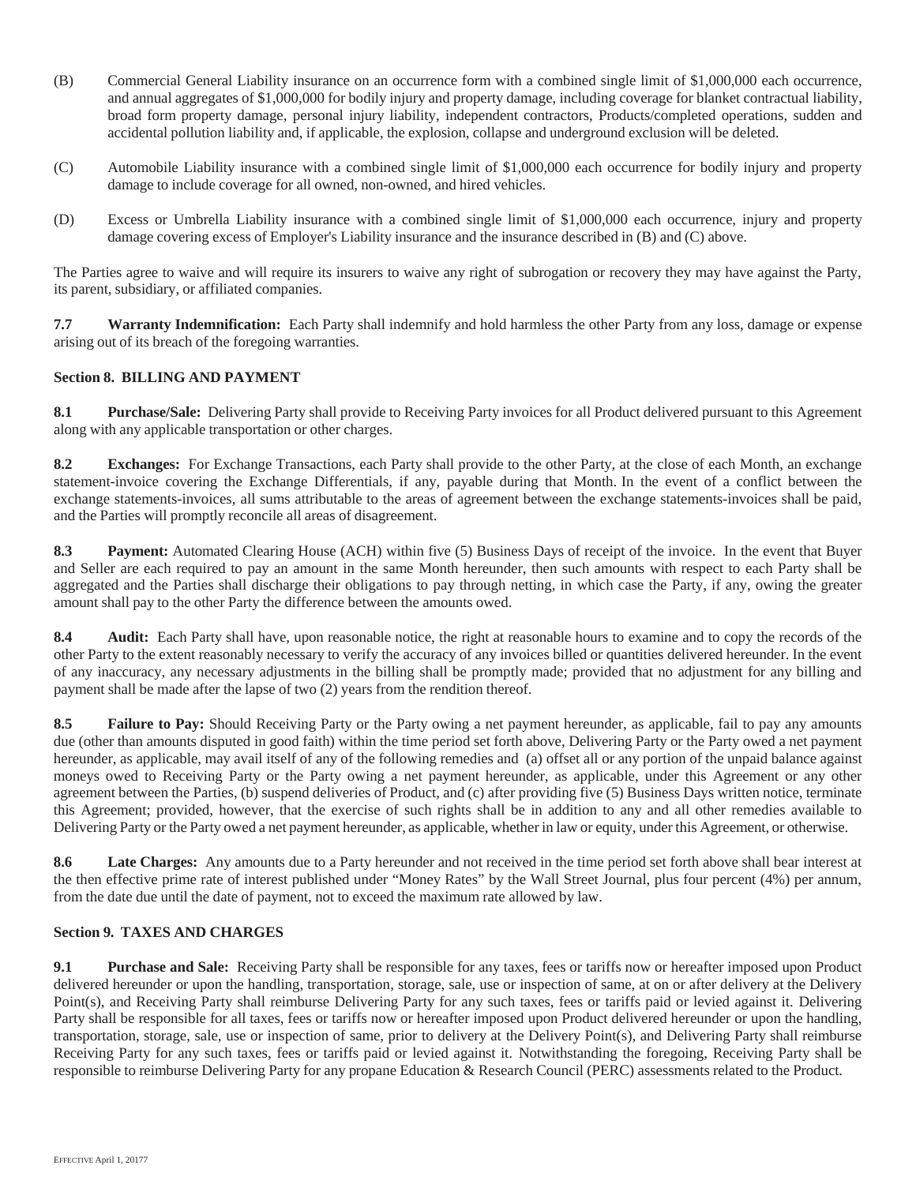(B) Commercial General Liability insurance on an occurrence form with a combined single limit of $1,000,000 each occurrence, and annual aggregates of $1,000,000 for bodily injury and property damage, including coverage for blanket contractual liability, broad form property damage, personal injury liability, independent contractors, Products/completed operations, sudden and accidental pollution liability and, if applicable, the explosion, collapse and underground exclusion will be deleted.

(C) Automobile Liability insurance with a combined single limit of $1,000,000 each occurrence for bodily injury and property damage to include coverage for all owned, non-owned, and hired vehicles.

(D) Excess or Umbrella Liability insurance with a combined single limit of $1,000,000 each occurrence, injury and property damage covering excess of Employer's Liability insurance and the insurance described in (B) and (C) above.

The Parties agree to waive and will require its insurers to waive any right of subrogation or recovery they may have against the Party, its parent, subsidiary, or affiliated companies.

**7.7 Warranty Indemnification:** Each Party shall indemnify and hold harmless the other Party from any loss, damage or expense arising out of its breach of the foregoing warranties.

### Section 8. BILLING AND PAYMENT

**8.1 Purchase/Sale:** Delivering Party shall provide to Receiving Party invoices for all Product delivered pursuant to this Agreement along with any applicable transportation or other charges.

**8.2 Exchanges:** For Exchange Transactions, each Party shall provide to the other Party, at the close of each Month, an exchange statement-invoice covering the Exchange Differentials, if any, payable during that Month. In the event of a conflict between the exchange statements-invoices, all sums attributable to the areas of agreement between the exchange statements-invoices shall be paid, and the Parties will promptly reconcile all areas of disagreement.

**8.3 Payment:** Automated Clearing House (ACH) within five (5) Business Days of receipt of the invoice. In the event that Buyer and Seller are each required to pay an amount in the same Month hereunder, then such amounts with respect to each Party shall be aggregated and the Parties shall discharge their obligations to pay through netting, in which case the Party, if any, owing the greater amount shall pay to the other Party the difference between the amounts owed.

**8.4 Audit:** Each Party shall have, upon reasonable notice, the right at reasonable hours to examine and to copy the records of the other Party to the extent reasonably necessary to verify the accuracy of any invoices billed or quantities delivered hereunder. In the event of any inaccuracy, any necessary adjustments in the billing shall be promptly made; provided that no adjustment for any billing and payment shall be made after the lapse of two (2) years from the rendition thereof.

**8.5 Failure to Pay:** Should Receiving Party or the Party owing a net payment hereunder, as applicable, fail to pay any amounts due (other than amounts disputed in good faith) within the time period set forth above, Delivering Party or the Party owed a net payment hereunder, as applicable, may avail itself of any of the following remedies and (a) offset all or any portion of the unpaid balance against moneys owed to Receiving Party or the Party owing a net payment hereunder, as applicable, under this Agreement or any other agreement between the Parties, (b) suspend deliveries of Product, and (c) after providing five (5) Business Days written notice, terminate this Agreement; provided, however, that the exercise of such rights shall be in addition to any and all other remedies available to Delivering Party or the Party owed a net payment hereunder, as applicable, whether in law or equity, under this Agreement, or otherwise.

**8.6 Late Charges:** Any amounts due to a Party hereunder and not received in the time period set forth above shall bear interest at the then effective prime rate of interest published under "Money Rates" by the Wall Street Journal, plus four percent (4%) per annum, from the date due until the date of payment, not to exceed the maximum rate allowed by law.

### Section 9. TAXES AND CHARGES

**9.1 Purchase and Sale:** Receiving Party shall be responsible for any taxes, fees or tariffs now or hereafter imposed upon Product delivered hereunder or upon the handling, transportation, storage, sale, use or inspection of same, at on or after delivery at the Delivery Point(s), and Receiving Party shall reimburse Delivering Party for any such taxes, fees or tariffs paid or levied against it. Delivering Party shall be responsible for all taxes, fees or tariffs now or hereafter imposed upon Product delivered hereunder or upon the handling, transportation, storage, sale, use or inspection of same, prior to delivery at the Delivery Point(s), and Delivering Party shall reimburse Receiving Party for any such taxes, fees or tariffs paid or levied against it. Notwithstanding the foregoing, Receiving Party shall be responsible to reimburse Delivering Party for any propane Education & Research Council (PERC) assessments related to the Product.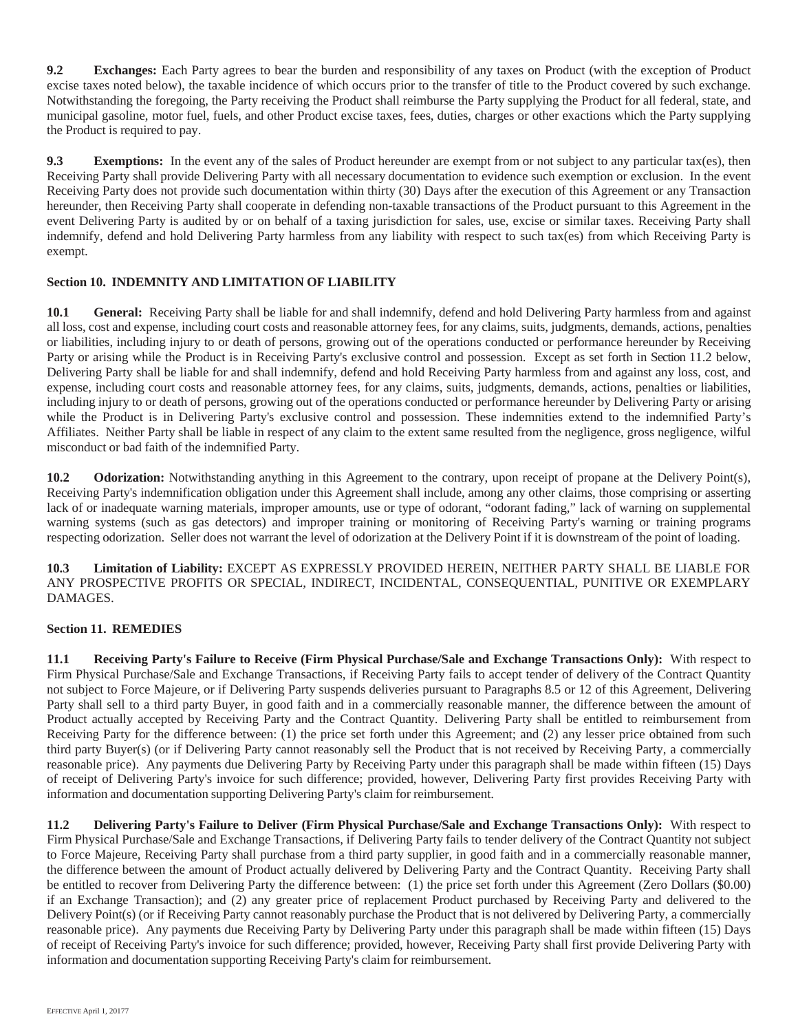**9.2 Exchanges:** Each Party agrees to bear the burden and responsibility of any taxes on Product (with the exception of Product excise taxes noted below), the taxable incidence of which occurs prior to the transfer of title to the Product covered by such exchange. Notwithstanding the foregoing, the Party receiving the Product shall reimburse the Party supplying the Product for all federal, state, and municipal gasoline, motor fuel, fuels, and other Product excise taxes, fees, duties, charges or other exactions which the Party supplying the Product is required to pay.

**9.3 Exemptions:** In the event any of the sales of Product hereunder are exempt from or not subject to any particular tax(es), then Receiving Party shall provide Delivering Party with all necessary documentation to evidence such exemption or exclusion. In the event Receiving Party does not provide such documentation within thirty (30) Days after the execution of this Agreement or any Transaction hereunder, then Receiving Party shall cooperate in defending non-taxable transactions of the Product pursuant to this Agreement in the event Delivering Party is audited by or on behalf of a taxing jurisdiction for sales, use, excise or similar taxes. Receiving Party shall indemnify, defend and hold Delivering Party harmless from any liability with respect to such tax(es) from which Receiving Party is exempt.

## Section 10. INDEMNITY AND LIMITATION OF LIABILITY

**10.1 General:** Receiving Party shall be liable for and shall indemnify, defend and hold Delivering Party harmless from and against all loss, cost and expense, including court costs and reasonable attorney fees, for any claims, suits, judgments, demands, actions, penalties or liabilities, including injury to or death of persons, growing out of the operations conducted or performance hereunder by Receiving Party or arising while the Product is in Receiving Party's exclusive control and possession. Except as set forth in Section 11.2 below, Delivering Party shall be liable for and shall indemnify, defend and hold Receiving Party harmless from and against any loss, cost, and expense, including court costs and reasonable attorney fees, for any claims, suits, judgments, demands, actions, penalties or liabilities, including injury to or death of persons, growing out of the operations conducted or performance hereunder by Delivering Party or arising while the Product is in Delivering Party's exclusive control and possession. These indemnities extend to the indemnified Party's Affiliates. Neither Party shall be liable in respect of any claim to the extent same resulted from the negligence, gross negligence, wilful misconduct or bad faith of the indemnified Party.

**10.2 Odorization:** Notwithstanding anything in this Agreement to the contrary, upon receipt of propane at the Delivery Point(s), Receiving Party's indemnification obligation under this Agreement shall include, among any other claims, those comprising or asserting lack of or inadequate warning materials, improper amounts, use or type of odorant, "odorant fading," lack of warning on supplemental warning systems (such as gas detectors) and improper training or monitoring of Receiving Party's warning or training programs respecting odorization. Seller does not warrant the level of odorization at the Delivery Point if it is downstream of the point of loading.

**10.3 Limitation of Liability:** EXCEPT AS EXPRESSLY PROVIDED HEREIN, NEITHER PARTY SHALL BE LIABLE FOR ANY PROSPECTIVE PROFITS OR SPECIAL, INDIRECT, INCIDENTAL, CONSEQUENTIAL, PUNITIVE OR EXEMPLARY DAMAGES.

## Section 11. REMEDIES

**11.1 Receiving Party's Failure to Receive (Firm Physical Purchase/Sale and Exchange Transactions Only):** With respect to Firm Physical Purchase/Sale and Exchange Transactions, if Receiving Party fails to accept tender of delivery of the Contract Quantity not subject to Force Majeure, or if Delivering Party suspends deliveries pursuant to Paragraphs 8.5 or 12 of this Agreement, Delivering Party shall sell to a third party Buyer, in good faith and in a commercially reasonable manner, the difference between the amount of Product actually accepted by Receiving Party and the Contract Quantity. Delivering Party shall be entitled to reimbursement from Receiving Party for the difference between: (1) the price set forth under this Agreement; and (2) any lesser price obtained from such third party Buyer(s) (or if Delivering Party cannot reasonably sell the Product that is not received by Receiving Party, a commercially reasonable price). Any payments due Delivering Party by Receiving Party under this paragraph shall be made within fifteen (15) Days of receipt of Delivering Party's invoice for such difference; provided, however, Delivering Party first provides Receiving Party with information and documentation supporting Delivering Party's claim for reimbursement.

**11.2 Delivering Party's Failure to Deliver (Firm Physical Purchase/Sale and Exchange Transactions Only):** With respect to Firm Physical Purchase/Sale and Exchange Transactions, if Delivering Party fails to tender delivery of the Contract Quantity not subject to Force Majeure, Receiving Party shall purchase from a third party supplier, in good faith and in a commercially reasonable manner, the difference between the amount of Product actually delivered by Delivering Party and the Contract Quantity. Receiving Party shall be entitled to recover from Delivering Party the difference between: (1) the price set forth under this Agreement (Zero Dollars ($0.00) if an Exchange Transaction); and (2) any greater price of replacement Product purchased by Receiving Party and delivered to the Delivery Point(s) (or if Receiving Party cannot reasonably purchase the Product that is not delivered by Delivering Party, a commercially reasonable price). Any payments due Receiving Party by Delivering Party under this paragraph shall be made within fifteen (15) Days of receipt of Receiving Party's invoice for such difference; provided, however, Receiving Party shall first provide Delivering Party with information and documentation supporting Receiving Party's claim for reimbursement.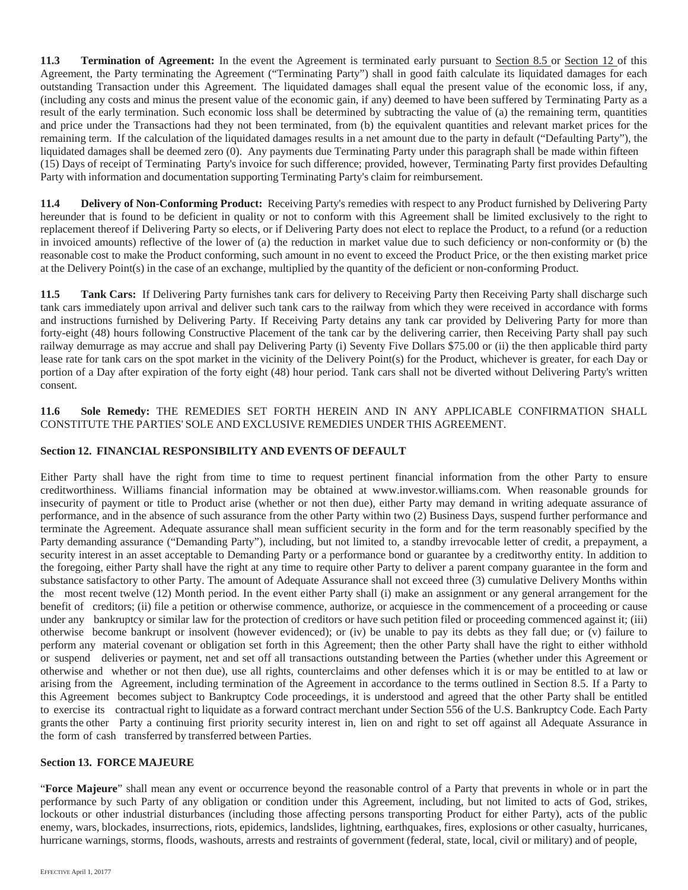**11.3 Termination of Agreement:** In the event the Agreement is terminated early pursuant to Section 8.5 or Section 12 of this Agreement, the Party terminating the Agreement ("Terminating Party") shall in good faith calculate its liquidated damages for each outstanding Transaction under this Agreement. The liquidated damages shall equal the present value of the economic loss, if any, (including any costs and minus the present value of the economic gain, if any) deemed to have been suffered by Terminating Party as a result of the early termination. Such economic loss shall be determined by subtracting the value of (a) the remaining term, quantities and price under the Transactions had they not been terminated, from (b) the equivalent quantities and relevant market prices for the remaining term. If the calculation of the liquidated damages results in a net amount due to the party in default ("Defaulting Party"), the liquidated damages shall be deemed zero (0). Any payments due Terminating Party under this paragraph shall be made within fifteen (15) Days of receipt of Terminating Party's invoice for such difference; provided, however, Terminating Party first provides Defaulting Party with information and documentation supporting Terminating Party's claim for reimbursement.

**11.4 Delivery of Non-Conforming Product:** Receiving Party's remedies with respect to any Product furnished by Delivering Party hereunder that is found to be deficient in quality or not to conform with this Agreement shall be limited exclusively to the right to replacement thereof if Delivering Party so elects, or if Delivering Party does not elect to replace the Product, to a refund (or a reduction in invoiced amounts) reflective of the lower of (a) the reduction in market value due to such deficiency or non-conformity or (b) the reasonable cost to make the Product conforming, such amount in no event to exceed the Product Price, or the then existing market price at the Delivery Point(s) in the case of an exchange, multiplied by the quantity of the deficient or non-conforming Product.

**11.5 Tank Cars:** If Delivering Party furnishes tank cars for delivery to Receiving Party then Receiving Party shall discharge such tank cars immediately upon arrival and deliver such tank cars to the railway from which they were received in accordance with forms and instructions furnished by Delivering Party. If Receiving Party detains any tank car provided by Delivering Party for more than forty-eight (48) hours following Constructive Placement of the tank car by the delivering carrier, then Receiving Party shall pay such railway demurrage as may accrue and shall pay Delivering Party (i) Seventy Five Dollars $75.00 or (ii) the then applicable third party lease rate for tank cars on the spot market in the vicinity of the Delivery Point(s) for the Product, whichever is greater, for each Day or portion of a Day after expiration of the forty eight (48) hour period. Tank cars shall not be diverted without Delivering Party's written consent.

**11.6 Sole Remedy:** THE REMEDIES SET FORTH HEREIN AND IN ANY APPLICABLE CONFIRMATION SHALL CONSTITUTE THE PARTIES' SOLE AND EXCLUSIVE REMEDIES UNDER THIS AGREEMENT.

## Section 12. FINANCIAL RESPONSIBILITY AND EVENTS OF DEFAULT

Either Party shall have the right from time to time to request pertinent financial information from the other Party to ensure creditworthiness. Williams financial information may be obtained at www.investor.williams.com. When reasonable grounds for insecurity of payment or title to Product arise (whether or not then due), either Party may demand in writing adequate assurance of performance, and in the absence of such assurance from the other Party within two (2) Business Days, suspend further performance and terminate the Agreement. Adequate assurance shall mean sufficient security in the form and for the term reasonably specified by the Party demanding assurance ("Demanding Party"), including, but not limited to, a standby irrevocable letter of credit, a prepayment, a security interest in an asset acceptable to Demanding Party or a performance bond or guarantee by a creditworthy entity. In addition to the foregoing, either Party shall have the right at any time to require other Party to deliver a parent company guarantee in the form and substance satisfactory to other Party. The amount of Adequate Assurance shall not exceed three (3) cumulative Delivery Months within the most recent twelve (12) Month period. In the event either Party shall (i) make an assignment or any general arrangement for the benefit of creditors; (ii) file a petition or otherwise commence, authorize, or acquiesce in the commencement of a proceeding or cause under any bankruptcy or similar law for the protection of creditors or have such petition filed or proceeding commenced against it; (iii) otherwise become bankrupt or insolvent (however evidenced); or (iv) be unable to pay its debts as they fall due; or (v) failure to perform any material covenant or obligation set forth in this Agreement; then the other Party shall have the right to either withhold or suspend deliveries or payment, net and set off all transactions outstanding between the Parties (whether under this Agreement or otherwise and whether or not then due), use all rights, counterclaims and other defenses which it is or may be entitled to at law or arising from the Agreement, including termination of the Agreement in accordance to the terms outlined in Section 8.5. If a Party to this Agreement becomes subject to Bankruptcy Code proceedings, it is understood and agreed that the other Party shall be entitled to exercise its contractual right to liquidate as a forward contract merchant under Section 556 of the U.S. Bankruptcy Code. Each Party grants the other Party a continuing first priority security interest in, lien on and right to set off against all Adequate Assurance in the form of cash transferred by transferred between Parties.

## Section 13. FORCE MAJEURE

"**Force Majeure**" shall mean any event or occurrence beyond the reasonable control of a Party that prevents in whole or in part the performance by such Party of any obligation or condition under this Agreement, including, but not limited to acts of God, strikes, lockouts or other industrial disturbances (including those affecting persons transporting Product for either Party), acts of the public enemy, wars, blockades, insurrections, riots, epidemics, landslides, lightning, earthquakes, fires, explosions or other casualty, hurricanes, hurricane warnings, storms, floods, washouts, arrests and restraints of government (federal, state, local, civil or military) and of people,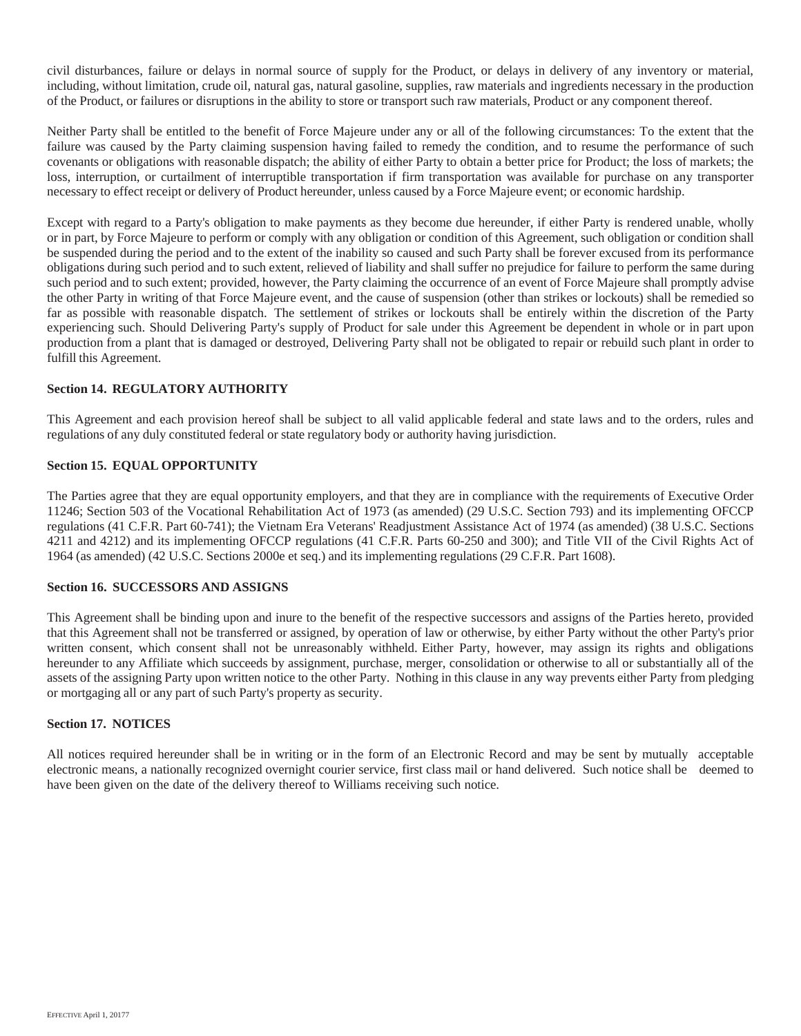civil disturbances, failure or delays in normal source of supply for the Product, or delays in delivery of any inventory or material, including, without limitation, crude oil, natural gas, natural gasoline, supplies, raw materials and ingredients necessary in the production of the Product, or failures or disruptions in the ability to store or transport such raw materials, Product or any component thereof.

Neither Party shall be entitled to the benefit of Force Majeure under any or all of the following circumstances: To the extent that the failure was caused by the Party claiming suspension having failed to remedy the condition, and to resume the performance of such covenants or obligations with reasonable dispatch; the ability of either Party to obtain a better price for Product; the loss of markets; the loss, interruption, or curtailment of interruptible transportation if firm transportation was available for purchase on any transporter necessary to effect receipt or delivery of Product hereunder, unless caused by a Force Majeure event; or economic hardship.

Except with regard to a Party's obligation to make payments as they become due hereunder, if either Party is rendered unable, wholly or in part, by Force Majeure to perform or comply with any obligation or condition of this Agreement, such obligation or condition shall be suspended during the period and to the extent of the inability so caused and such Party shall be forever excused from its performance obligations during such period and to such extent, relieved of liability and shall suffer no prejudice for failure to perform the same during such period and to such extent; provided, however, the Party claiming the occurrence of an event of Force Majeure shall promptly advise the other Party in writing of that Force Majeure event, and the cause of suspension (other than strikes or lockouts) shall be remedied so far as possible with reasonable dispatch. The settlement of strikes or lockouts shall be entirely within the discretion of the Party experiencing such. Should Delivering Party's supply of Product for sale under this Agreement be dependent in whole or in part upon production from a plant that is damaged or destroyed, Delivering Party shall not be obligated to repair or rebuild such plant in order to fulfill this Agreement.

**Section 14. REGULATORY AUTHORITY**

This Agreement and each provision hereof shall be subject to all valid applicable federal and state laws and to the orders, rules and regulations of any duly constituted federal or state regulatory body or authority having jurisdiction.

**Section 15. EQUAL OPPORTUNITY**

The Parties agree that they are equal opportunity employers, and that they are in compliance with the requirements of Executive Order 11246; Section 503 of the Vocational Rehabilitation Act of 1973 (as amended) (29 U.S.C. Section 793) and its implementing OFCCP regulations (41 C.F.R. Part 60-741); the Vietnam Era Veterans' Readjustment Assistance Act of 1974 (as amended) (38 U.S.C. Sections 4211 and 4212) and its implementing OFCCP regulations (41 C.F.R. Parts 60-250 and 300); and Title VII of the Civil Rights Act of 1964 (as amended) (42 U.S.C. Sections 2000e et seq.) and its implementing regulations (29 C.F.R. Part 1608).

**Section 16. SUCCESSORS AND ASSIGNS**

This Agreement shall be binding upon and inure to the benefit of the respective successors and assigns of the Parties hereto, provided that this Agreement shall not be transferred or assigned, by operation of law or otherwise, by either Party without the other Party's prior written consent, which consent shall not be unreasonably withheld. Either Party, however, may assign its rights and obligations hereunder to any Affiliate which succeeds by assignment, purchase, merger, consolidation or otherwise to all or substantially all of the assets of the assigning Party upon written notice to the other Party. Nothing in this clause in any way prevents either Party from pledging or mortgaging all or any part of such Party's property as security.

**Section 17. NOTICES**

All notices required hereunder shall be in writing or in the form of an Electronic Record and may be sent by mutually acceptable electronic means, a nationally recognized overnight courier service, first class mail or hand delivered. Such notice shall be deemed to have been given on the date of the delivery thereof to Williams receiving such notice.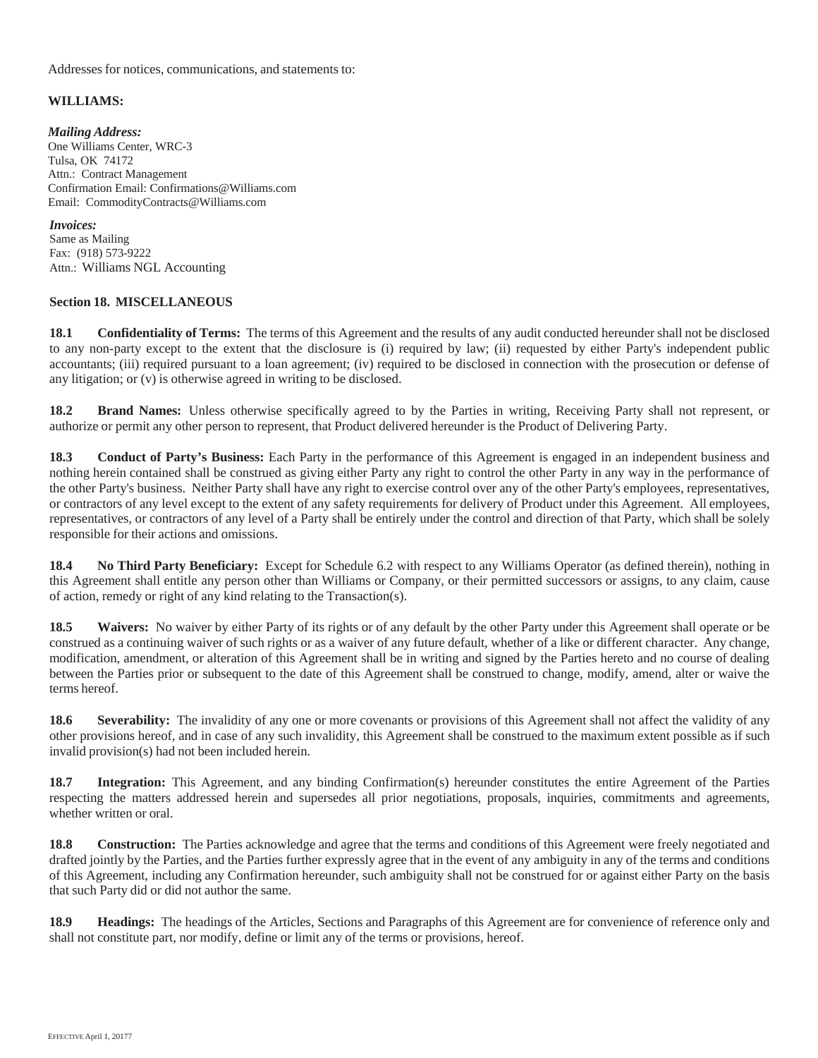Addresses for notices, communications, and statements to:

**WILLIAMS:**

***Mailing Address:***
One Williams Center, WRC-3
Tulsa, OK 74172
Attn.: Contract Management
Confirmation Email: Confirmations@Williams.com
Email: CommodityContracts@Williams.com

***Invoices:***
Same as Mailing
Fax: (918) 573-9222
Attn.: Williams NGL Accounting

### Section 18. MISCELLANEOUS

**18.1 Confidentiality of Terms:** The terms of this Agreement and the results of any audit conducted hereunder shall not be disclosed to any non-party except to the extent that the disclosure is (i) required by law; (ii) requested by either Party's independent public accountants; (iii) required pursuant to a loan agreement; (iv) required to be disclosed in connection with the prosecution or defense of any litigation; or (v) is otherwise agreed in writing to be disclosed.

**18.2 Brand Names:** Unless otherwise specifically agreed to by the Parties in writing, Receiving Party shall not represent, or authorize or permit any other person to represent, that Product delivered hereunder is the Product of Delivering Party.

**18.3 Conduct of Party's Business:** Each Party in the performance of this Agreement is engaged in an independent business and nothing herein contained shall be construed as giving either Party any right to control the other Party in any way in the performance of the other Party's business. Neither Party shall have any right to exercise control over any of the other Party's employees, representatives, or contractors of any level except to the extent of any safety requirements for delivery of Product under this Agreement. All employees, representatives, or contractors of any level of a Party shall be entirely under the control and direction of that Party, which shall be solely responsible for their actions and omissions.

**18.4 No Third Party Beneficiary:** Except for Schedule 6.2 with respect to any Williams Operator (as defined therein), nothing in this Agreement shall entitle any person other than Williams or Company, or their permitted successors or assigns, to any claim, cause of action, remedy or right of any kind relating to the Transaction(s).

**18.5 Waivers:** No waiver by either Party of its rights or of any default by the other Party under this Agreement shall operate or be construed as a continuing waiver of such rights or as a waiver of any future default, whether of a like or different character. Any change, modification, amendment, or alteration of this Agreement shall be in writing and signed by the Parties hereto and no course of dealing between the Parties prior or subsequent to the date of this Agreement shall be construed to change, modify, amend, alter or waive the terms hereof.

**18.6 Severability:** The invalidity of any one or more covenants or provisions of this Agreement shall not affect the validity of any other provisions hereof, and in case of any such invalidity, this Agreement shall be construed to the maximum extent possible as if such invalid provision(s) had not been included herein.

**18.7 Integration:** This Agreement, and any binding Confirmation(s) hereunder constitutes the entire Agreement of the Parties respecting the matters addressed herein and supersedes all prior negotiations, proposals, inquiries, commitments and agreements, whether written or oral.

**18.8 Construction:** The Parties acknowledge and agree that the terms and conditions of this Agreement were freely negotiated and drafted jointly by the Parties, and the Parties further expressly agree that in the event of any ambiguity in any of the terms and conditions of this Agreement, including any Confirmation hereunder, such ambiguity shall not be construed for or against either Party on the basis that such Party did or did not author the same.

**18.9 Headings:** The headings of the Articles, Sections and Paragraphs of this Agreement are for convenience of reference only and shall not constitute part, nor modify, define or limit any of the terms or provisions, hereof.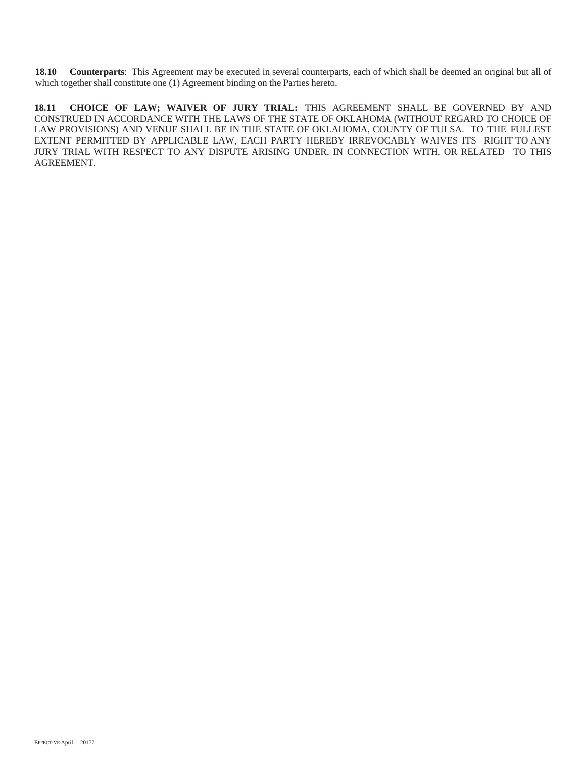**18.10 Counterparts**: This Agreement may be executed in several counterparts, each of which shall be deemed an original but all of which together shall constitute one (1) Agreement binding on the Parties hereto.

**18.11 CHOICE OF LAW; WAIVER OF JURY TRIAL:** THIS AGREEMENT SHALL BE GOVERNED BY AND CONSTRUED IN ACCORDANCE WITH THE LAWS OF THE STATE OF OKLAHOMA (WITHOUT REGARD TO CHOICE OF LAW PROVISIONS) AND VENUE SHALL BE IN THE STATE OF OKLAHOMA, COUNTY OF TULSA. TO THE FULLEST EXTENT PERMITTED BY APPLICABLE LAW, EACH PARTY HEREBY IRREVOCABLY WAIVES ITS RIGHT TO ANY JURY TRIAL WITH RESPECT TO ANY DISPUTE ARISING UNDER, IN CONNECTION WITH, OR RELATED TO THIS AGREEMENT.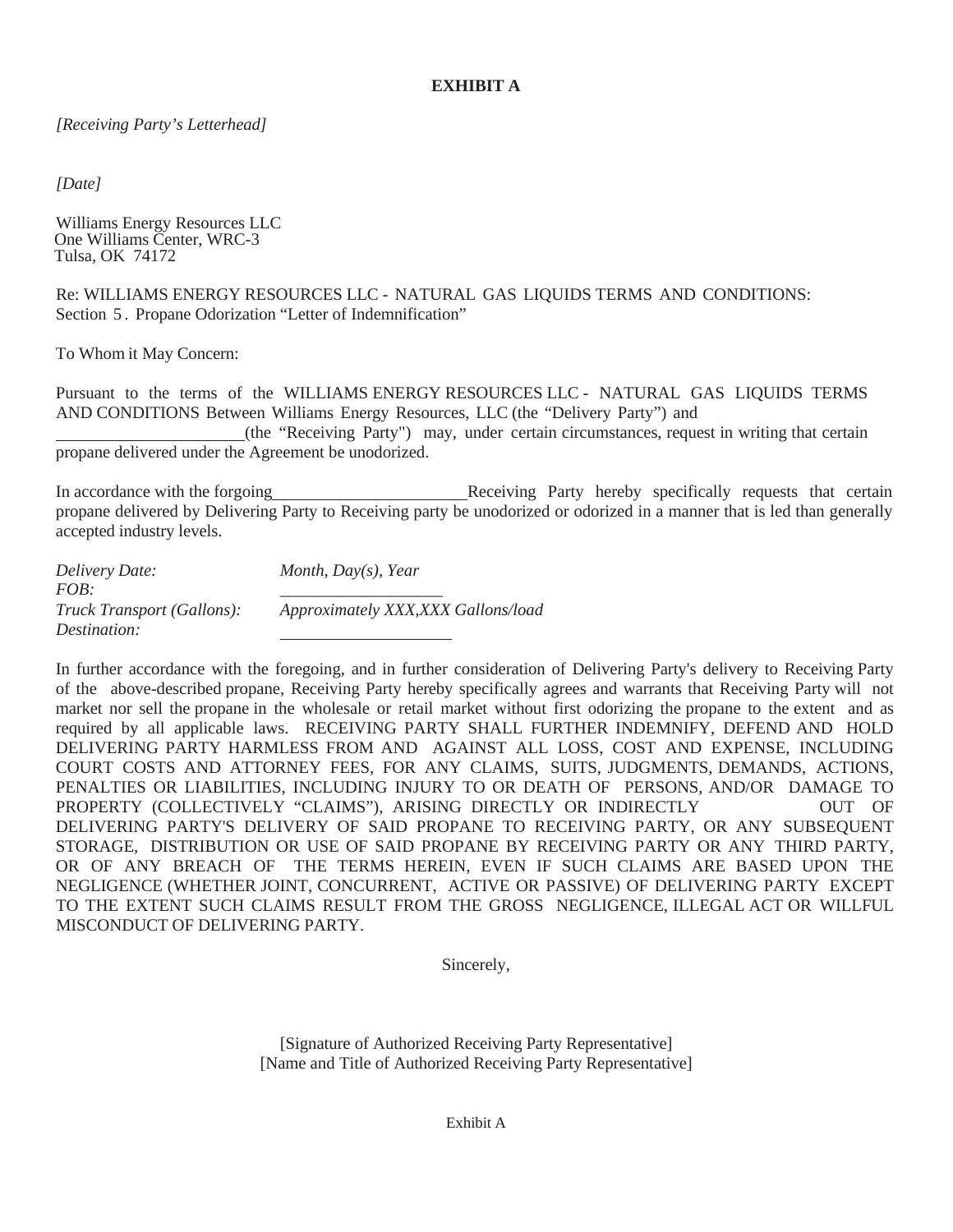**EXHIBIT A**

*[Receiving Party's Letterhead]*

*[Date]*

Williams Energy Resources LLC
One Williams Center, WRC-3
Tulsa, OK 74172

Re: WILLIAMS ENERGY RESOURCES LLC - NATURAL GAS LIQUIDS TERMS AND CONDITIONS: Section 5. Propane Odorization "Letter of Indemnification"

To Whom it May Concern:

Pursuant to the terms of the WILLIAMS ENERGY RESOURCES LLC - NATURAL GAS LIQUIDS TERMS AND CONDITIONS Between Williams Energy Resources, LLC (the "Delivery Party") and ______________________ (the "Receiving Party") may, under certain circumstances, request in writing that certain propane delivered under the Agreement be unodorized.

In accordance with the forgoing ______________________ Receiving Party hereby specifically requests that certain propane delivered by Delivering Party to Receiving party be unodorized or odorized in a manner that is led than generally accepted industry levels.

| | |
|---|---|
| *Delivery Date:* | *Month, Day(s), Year* |
| *FOB:* | ___________________ |
| *Truck Transport (Gallons):* | *Approximately XXX,XXX Gallons/load* |
| *Destination:* | ___________________ |

In further accordance with the foregoing, and in further consideration of Delivering Party's delivery to Receiving Party of the above-described propane, Receiving Party hereby specifically agrees and warrants that Receiving Party will not market nor sell the propane in the wholesale or retail market without first odorizing the propane to the extent and as required by all applicable laws. RECEIVING PARTY SHALL FURTHER INDEMNIFY, DEFEND AND HOLD DELIVERING PARTY HARMLESS FROM AND AGAINST ALL LOSS, COST AND EXPENSE, INCLUDING COURT COSTS AND ATTORNEY FEES, FOR ANY CLAIMS, SUITS, JUDGMENTS, DEMANDS, ACTIONS, PENALTIES OR LIABILITIES, INCLUDING INJURY TO OR DEATH OF PERSONS, AND/OR DAMAGE TO PROPERTY (COLLECTIVELY "CLAIMS"), ARISING DIRECTLY OR INDIRECTLY OUT OF DELIVERING PARTY'S DELIVERY OF SAID PROPANE TO RECEIVING PARTY, OR ANY SUBSEQUENT STORAGE, DISTRIBUTION OR USE OF SAID PROPANE BY RECEIVING PARTY OR ANY THIRD PARTY, OR OF ANY BREACH OF THE TERMS HEREIN, EVEN IF SUCH CLAIMS ARE BASED UPON THE NEGLIGENCE (WHETHER JOINT, CONCURRENT, ACTIVE OR PASSIVE) OF DELIVERING PARTY EXCEPT TO THE EXTENT SUCH CLAIMS RESULT FROM THE GROSS NEGLIGENCE, ILLEGAL ACT OR WILLFUL MISCONDUCT OF DELIVERING PARTY.

Sincerely,

[Signature of Authorized Receiving Party Representative]
[Name and Title of Authorized Receiving Party Representative]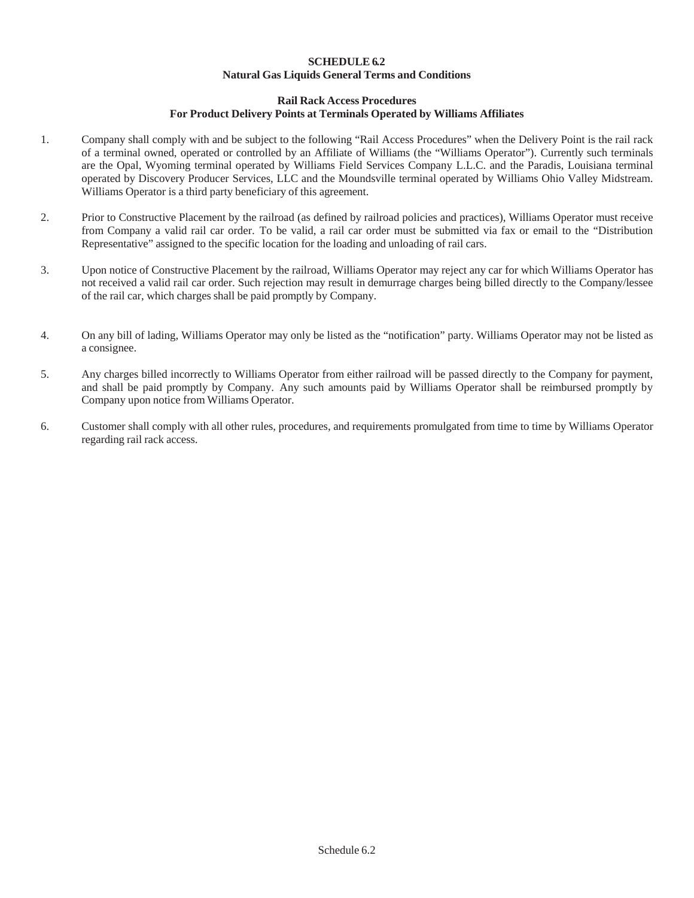**SCHEDULE 6.2**
**Natural Gas Liquids General Terms and Conditions**

**Rail Rack Access Procedures**
**For Product Delivery Points at Terminals Operated by Williams Affiliates**

1. Company shall comply with and be subject to the following "Rail Access Procedures" when the Delivery Point is the rail rack of a terminal owned, operated or controlled by an Affiliate of Williams (the "Williams Operator"). Currently such terminals are the Opal, Wyoming terminal operated by Williams Field Services Company L.L.C. and the Paradis, Louisiana terminal operated by Discovery Producer Services, LLC and the Moundsville terminal operated by Williams Ohio Valley Midstream. Williams Operator is a third party beneficiary of this agreement.

2. Prior to Constructive Placement by the railroad (as defined by railroad policies and practices), Williams Operator must receive from Company a valid rail car order. To be valid, a rail car order must be submitted via fax or email to the "Distribution Representative" assigned to the specific location for the loading and unloading of rail cars.

3. Upon notice of Constructive Placement by the railroad, Williams Operator may reject any car for which Williams Operator has not received a valid rail car order. Such rejection may result in demurrage charges being billed directly to the Company/lessee of the rail car, which charges shall be paid promptly by Company.

4. On any bill of lading, Williams Operator may only be listed as the "notification" party. Williams Operator may not be listed as a consignee.

5. Any charges billed incorrectly to Williams Operator from either railroad will be passed directly to the Company for payment, and shall be paid promptly by Company. Any such amounts paid by Williams Operator shall be reimbursed promptly by Company upon notice from Williams Operator.

6. Customer shall comply with all other rules, procedures, and requirements promulgated from time to time by Williams Operator regarding rail rack access.

Schedule 6.2